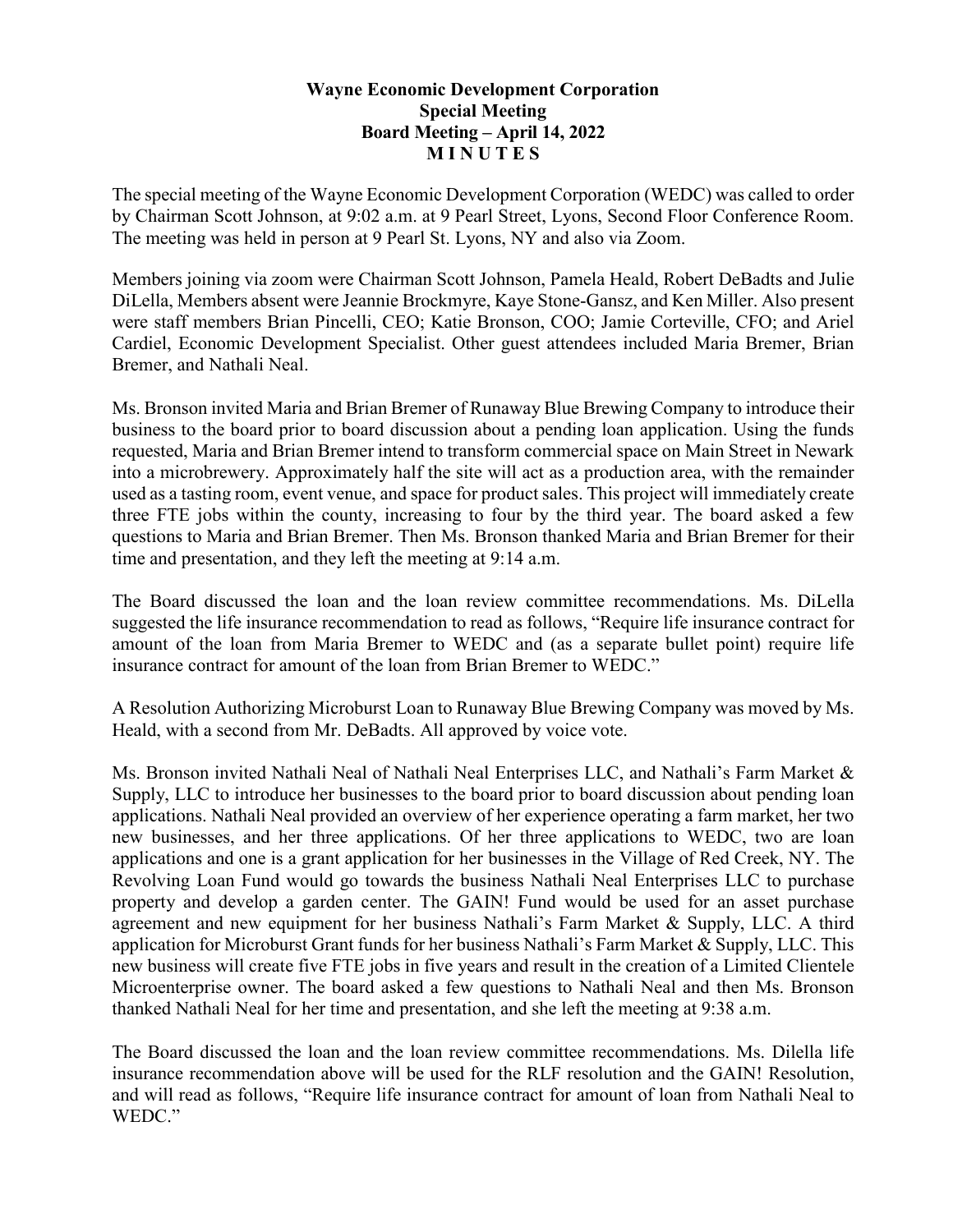**Wayne Economic Development Corporation**
**Special Meeting**
**Board Meeting – April 14, 2022**
**M I N U T E S**

The special meeting of the Wayne Economic Development Corporation (WEDC) was called to order by Chairman Scott Johnson, at 9:02 a.m. at 9 Pearl Street, Lyons, Second Floor Conference Room. The meeting was held in person at 9 Pearl St. Lyons, NY and also via Zoom.

Members joining via zoom were Chairman Scott Johnson, Pamela Heald, Robert DeBadts and Julie DiLella, Members absent were Jeannie Brockmyre, Kaye Stone-Gansz, and Ken Miller. Also present were staff members Brian Pincelli, CEO; Katie Bronson, COO; Jamie Corteville, CFO; and Ariel Cardiel, Economic Development Specialist. Other guest attendees included Maria Bremer, Brian Bremer, and Nathali Neal.

Ms. Bronson invited Maria and Brian Bremer of Runaway Blue Brewing Company to introduce their business to the board prior to board discussion about a pending loan application. Using the funds requested, Maria and Brian Bremer intend to transform commercial space on Main Street in Newark into a microbrewery. Approximately half the site will act as a production area, with the remainder used as a tasting room, event venue, and space for product sales. This project will immediately create three FTE jobs within the county, increasing to four by the third year. The board asked a few questions to Maria and Brian Bremer. Then Ms. Bronson thanked Maria and Brian Bremer for their time and presentation, and they left the meeting at 9:14 a.m.

The Board discussed the loan and the loan review committee recommendations. Ms. DiLella suggested the life insurance recommendation to read as follows, "Require life insurance contract for amount of the loan from Maria Bremer to WEDC and (as a separate bullet point) require life insurance contract for amount of the loan from Brian Bremer to WEDC."

A Resolution Authorizing Microburst Loan to Runaway Blue Brewing Company was moved by Ms. Heald, with a second from Mr. DeBadts. All approved by voice vote.

Ms. Bronson invited Nathali Neal of Nathali Neal Enterprises LLC, and Nathali's Farm Market & Supply, LLC to introduce her businesses to the board prior to board discussion about pending loan applications. Nathali Neal provided an overview of her experience operating a farm market, her two new businesses, and her three applications. Of her three applications to WEDC, two are loan applications and one is a grant application for her businesses in the Village of Red Creek, NY. The Revolving Loan Fund would go towards the business Nathali Neal Enterprises LLC to purchase property and develop a garden center. The GAIN! Fund would be used for an asset purchase agreement and new equipment for her business Nathali's Farm Market & Supply, LLC. A third application for Microburst Grant funds for her business Nathali's Farm Market & Supply, LLC. This new business will create five FTE jobs in five years and result in the creation of a Limited Clientele Microenterprise owner. The board asked a few questions to Nathali Neal and then Ms. Bronson thanked Nathali Neal for her time and presentation, and she left the meeting at 9:38 a.m.

The Board discussed the loan and the loan review committee recommendations. Ms. Dilella life insurance recommendation above will be used for the RLF resolution and the GAIN! Resolution, and will read as follows, "Require life insurance contract for amount of loan from Nathali Neal to WEDC."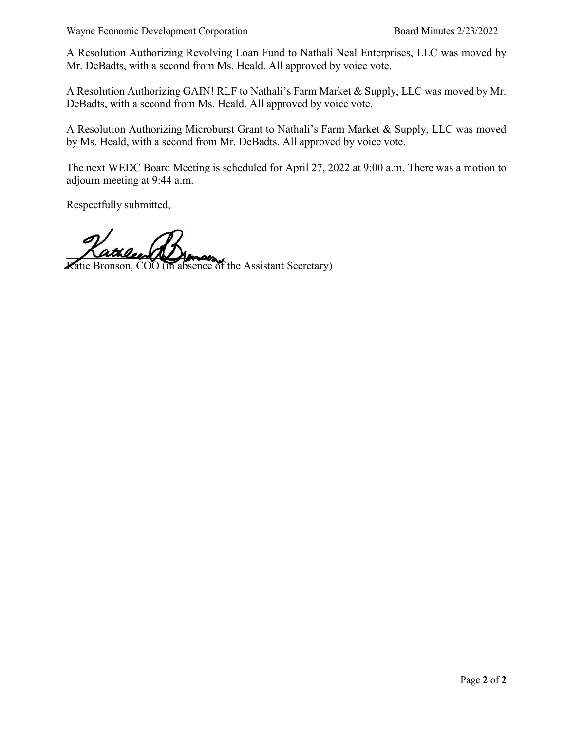A Resolution Authorizing Revolving Loan Fund to Nathali Neal Enterprises, LLC was moved by Mr. DeBadts, with a second from Ms. Heald. All approved by voice vote.

A Resolution Authorizing GAIN! RLF to Nathali's Farm Market & Supply, LLC was moved by Mr. DeBadts, with a second from Ms. Heald. All approved by voice vote.

A Resolution Authorizing Microburst Grant to Nathali's Farm Market & Supply, LLC was moved by Ms. Heald, with a second from Mr. DeBadts. All approved by voice vote.

The next WEDC Board Meeting is scheduled for April 27, 2022 at 9:00 a.m. There was a motion to adjourn meeting at 9:44 a.m.

Respectfully submitted,

Katie Bronson, COO (in absence of the Assistant Secretary)